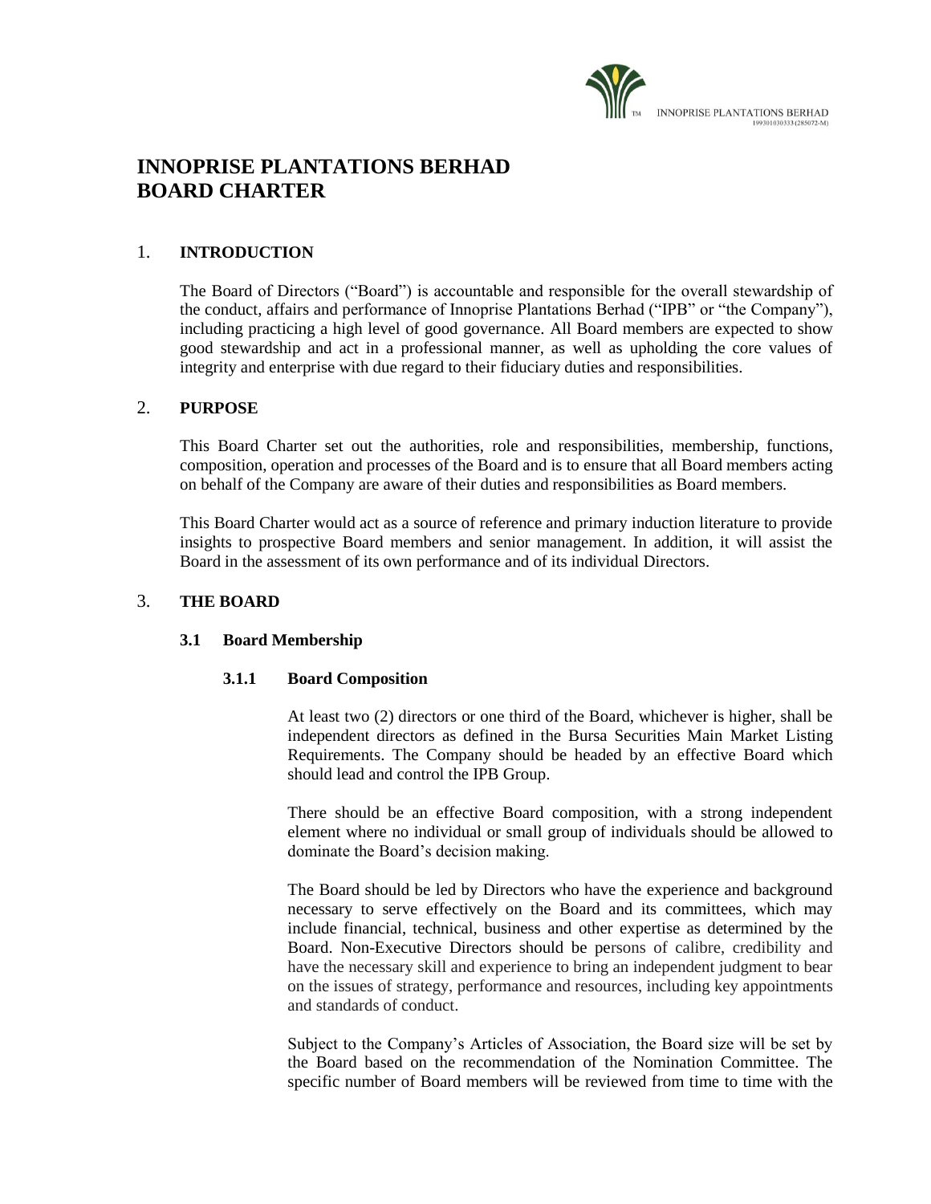# INNOPRISE PLANTATIONS BERHAD
# BOARD CHARTER

## 1. INTRODUCTION

The Board of Directors ("Board") is accountable and responsible for the overall stewardship of the conduct, affairs and performance of Innoprise Plantations Berhad ("IPB" or "the Company"), including practicing a high level of good governance. All Board members are expected to show good stewardship and act in a professional manner, as well as upholding the core values of integrity and enterprise with due regard to their fiduciary duties and responsibilities.

## 2. PURPOSE

This Board Charter set out the authorities, role and responsibilities, membership, functions, composition, operation and processes of the Board and is to ensure that all Board members acting on behalf of the Company are aware of their duties and responsibilities as Board members.

This Board Charter would act as a source of reference and primary induction literature to provide insights to prospective Board members and senior management. In addition, it will assist the Board in the assessment of its own performance and of its individual Directors.

## 3. THE BOARD

### 3.1 Board Membership

#### 3.1.1 Board Composition

At least two (2) directors or one third of the Board, whichever is higher, shall be independent directors as defined in the Bursa Securities Main Market Listing Requirements. The Company should be headed by an effective Board which should lead and control the IPB Group.

There should be an effective Board composition, with a strong independent element where no individual or small group of individuals should be allowed to dominate the Board's decision making.

The Board should be led by Directors who have the experience and background necessary to serve effectively on the Board and its committees, which may include financial, technical, business and other expertise as determined by the Board. Non-Executive Directors should be persons of calibre, credibility and have the necessary skill and experience to bring an independent judgment to bear on the issues of strategy, performance and resources, including key appointments and standards of conduct.

Subject to the Company's Articles of Association, the Board size will be set by the Board based on the recommendation of the Nomination Committee. The specific number of Board members will be reviewed from time to time with the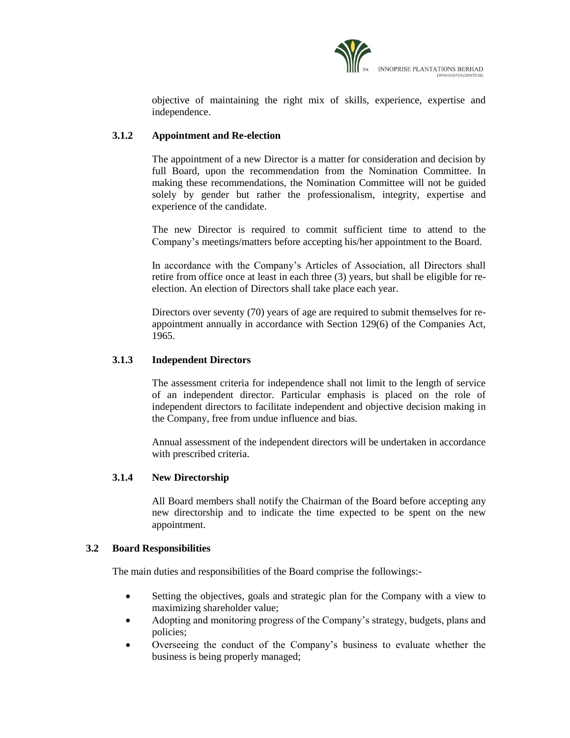objective of maintaining the right mix of skills, experience, expertise and independence.

### 3.1.2 Appointment and Re-election

The appointment of a new Director is a matter for consideration and decision by full Board, upon the recommendation from the Nomination Committee. In making these recommendations, the Nomination Committee will not be guided solely by gender but rather the professionalism, integrity, expertise and experience of the candidate.

The new Director is required to commit sufficient time to attend to the Company's meetings/matters before accepting his/her appointment to the Board.

In accordance with the Company's Articles of Association, all Directors shall retire from office once at least in each three (3) years, but shall be eligible for re-election. An election of Directors shall take place each year.

Directors over seventy (70) years of age are required to submit themselves for re-appointment annually in accordance with Section 129(6) of the Companies Act, 1965.

### 3.1.3 Independent Directors

The assessment criteria for independence shall not limit to the length of service of an independent director. Particular emphasis is placed on the role of independent directors to facilitate independent and objective decision making in the Company, free from undue influence and bias.

Annual assessment of the independent directors will be undertaken in accordance with prescribed criteria.

### 3.1.4 New Directorship

All Board members shall notify the Chairman of the Board before accepting any new directorship and to indicate the time expected to be spent on the new appointment.

## 3.2 Board Responsibilities

The main duties and responsibilities of the Board comprise the followings:-

- Setting the objectives, goals and strategic plan for the Company with a view to maximizing shareholder value;
- Adopting and monitoring progress of the Company's strategy, budgets, plans and policies;
- Overseeing the conduct of the Company's business to evaluate whether the business is being properly managed;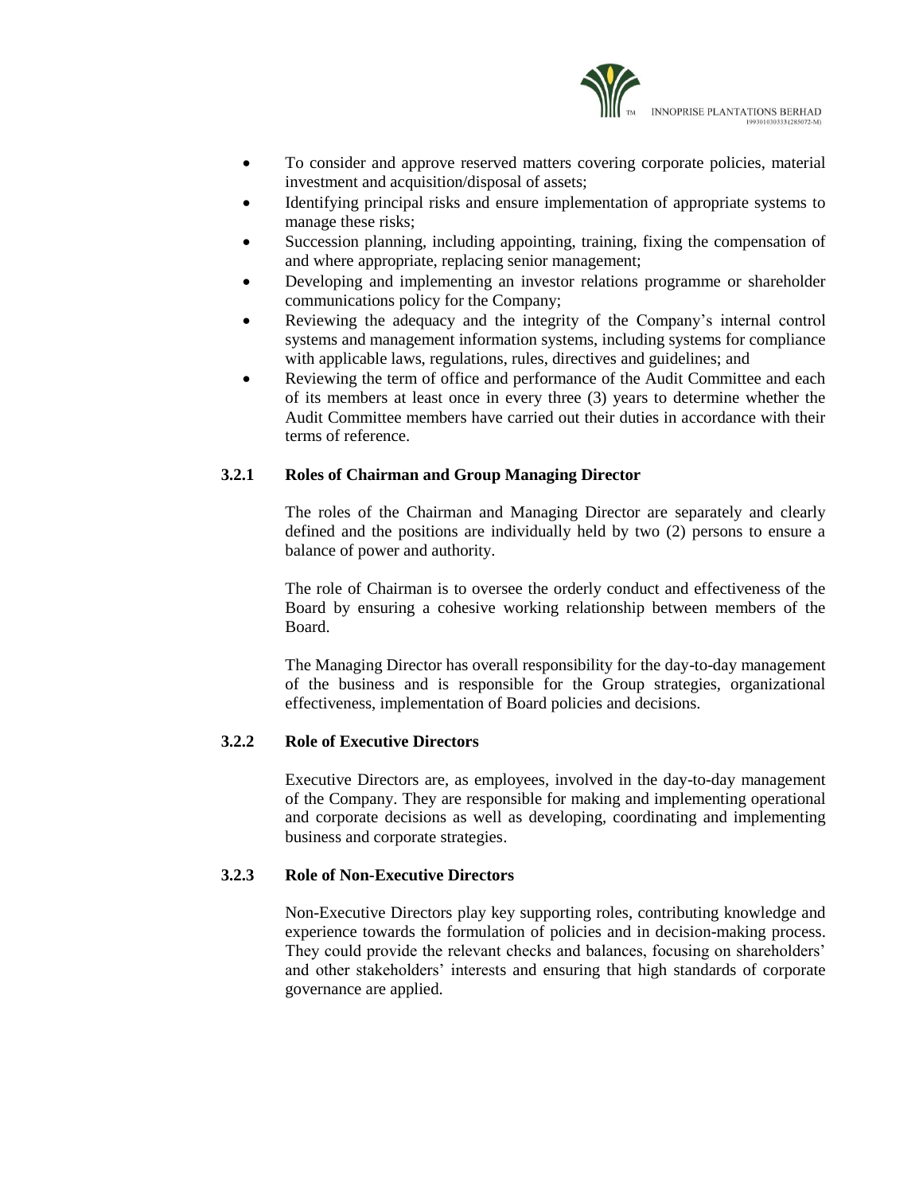- To consider and approve reserved matters covering corporate policies, material investment and acquisition/disposal of assets;
- Identifying principal risks and ensure implementation of appropriate systems to manage these risks;
- Succession planning, including appointing, training, fixing the compensation of and where appropriate, replacing senior management;
- Developing and implementing an investor relations programme or shareholder communications policy for the Company;
- Reviewing the adequacy and the integrity of the Company's internal control systems and management information systems, including systems for compliance with applicable laws, regulations, rules, directives and guidelines; and
- Reviewing the term of office and performance of the Audit Committee and each of its members at least once in every three (3) years to determine whether the Audit Committee members have carried out their duties in accordance with their terms of reference.

### 3.2.1 Roles of Chairman and Group Managing Director

The roles of the Chairman and Managing Director are separately and clearly defined and the positions are individually held by two (2) persons to ensure a balance of power and authority.

The role of Chairman is to oversee the orderly conduct and effectiveness of the Board by ensuring a cohesive working relationship between members of the Board.

The Managing Director has overall responsibility for the day-to-day management of the business and is responsible for the Group strategies, organizational effectiveness, implementation of Board policies and decisions.

### 3.2.2 Role of Executive Directors

Executive Directors are, as employees, involved in the day-to-day management of the Company. They are responsible for making and implementing operational and corporate decisions as well as developing, coordinating and implementing business and corporate strategies.

### 3.2.3 Role of Non-Executive Directors

Non-Executive Directors play key supporting roles, contributing knowledge and experience towards the formulation of policies and in decision-making process. They could provide the relevant checks and balances, focusing on shareholders' and other stakeholders' interests and ensuring that high standards of corporate governance are applied.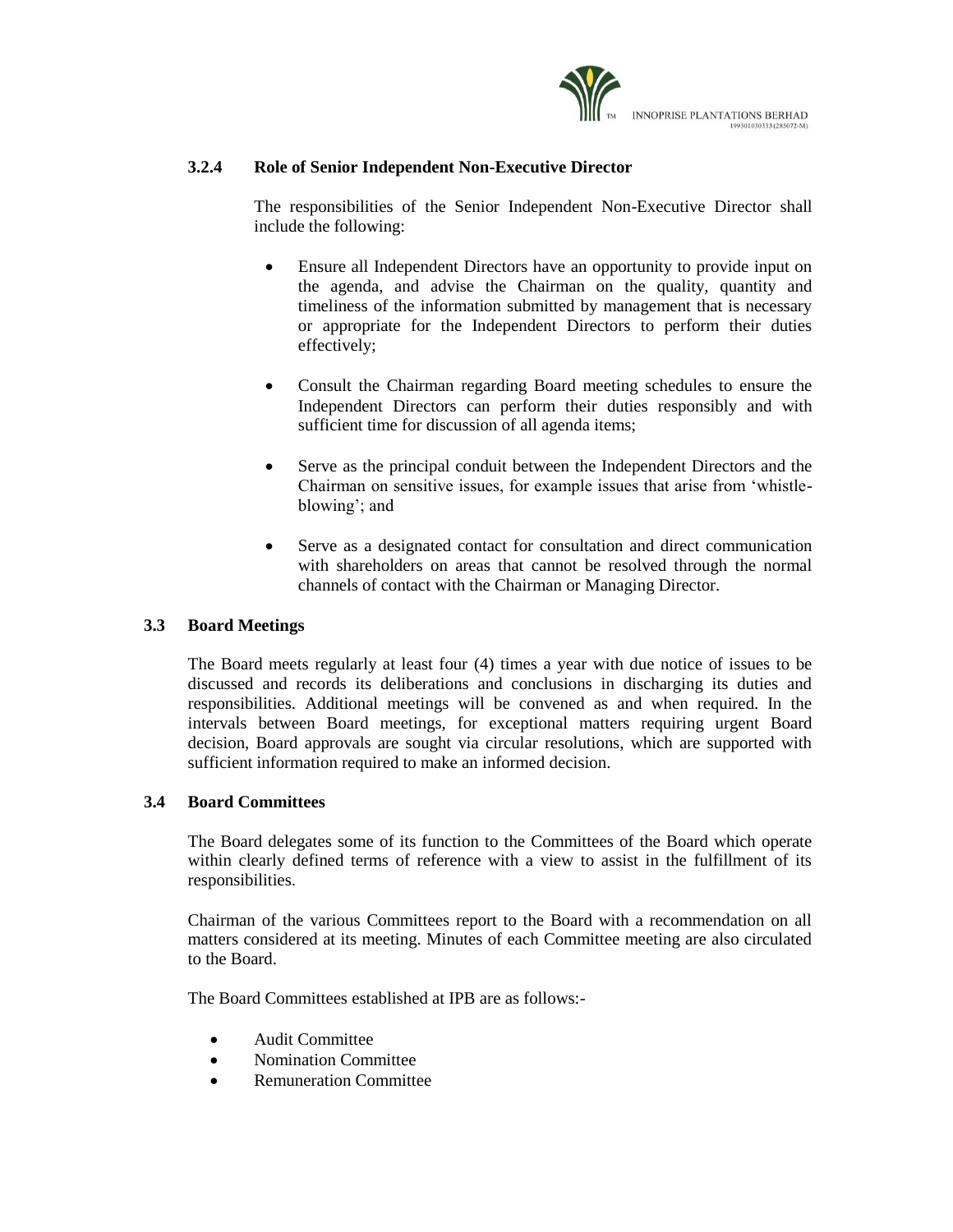#### 3.2.4 Role of Senior Independent Non-Executive Director

The responsibilities of the Senior Independent Non-Executive Director shall include the following:

- Ensure all Independent Directors have an opportunity to provide input on the agenda, and advise the Chairman on the quality, quantity and timeliness of the information submitted by management that is necessary or appropriate for the Independent Directors to perform their duties effectively;

- Consult the Chairman regarding Board meeting schedules to ensure the Independent Directors can perform their duties responsibly and with sufficient time for discussion of all agenda items;

- Serve as the principal conduit between the Independent Directors and the Chairman on sensitive issues, for example issues that arise from 'whistle-blowing'; and

- Serve as a designated contact for consultation and direct communication with shareholders on areas that cannot be resolved through the normal channels of contact with the Chairman or Managing Director.

### 3.3 Board Meetings

The Board meets regularly at least four (4) times a year with due notice of issues to be discussed and records its deliberations and conclusions in discharging its duties and responsibilities. Additional meetings will be convened as and when required. In the intervals between Board meetings, for exceptional matters requiring urgent Board decision, Board approvals are sought via circular resolutions, which are supported with sufficient information required to make an informed decision.

### 3.4 Board Committees

The Board delegates some of its function to the Committees of the Board which operate within clearly defined terms of reference with a view to assist in the fulfillment of its responsibilities.

Chairman of the various Committees report to the Board with a recommendation on all matters considered at its meeting. Minutes of each Committee meeting are also circulated to the Board.

The Board Committees established at IPB are as follows:-

- Audit Committee
- Nomination Committee
- Remuneration Committee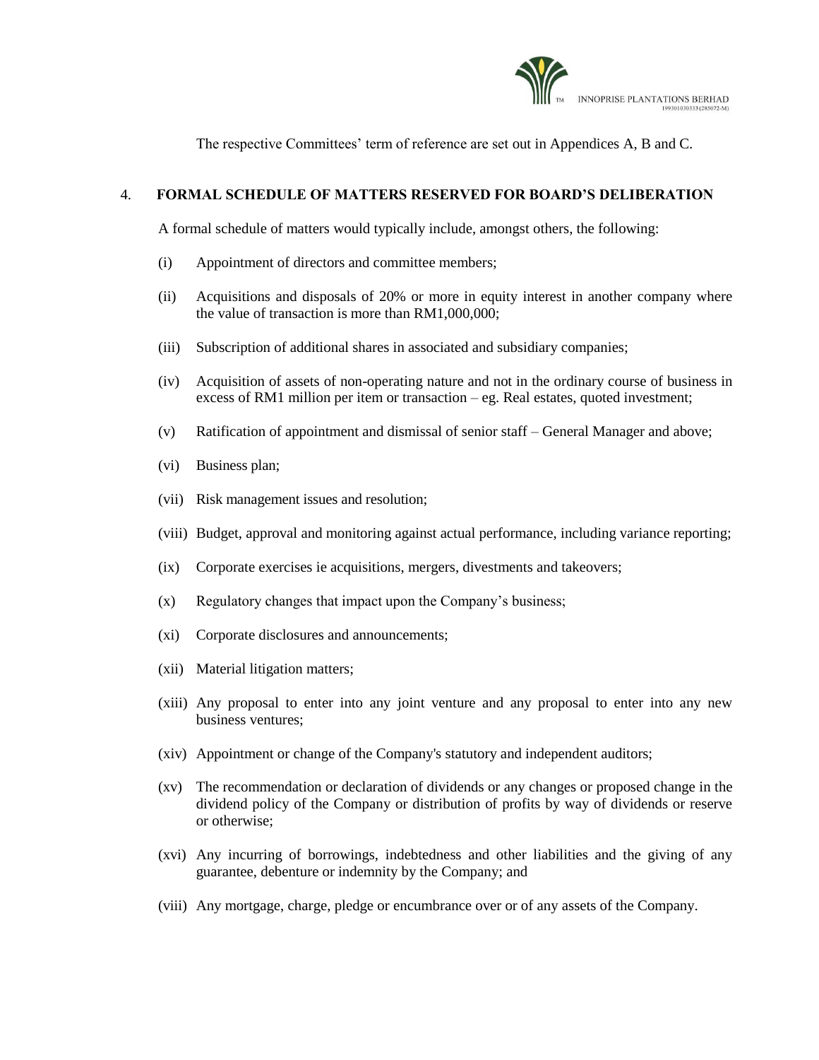The respective Committees' term of reference are set out in Appendices A, B and C.

## 4. FORMAL SCHEDULE OF MATTERS RESERVED FOR BOARD'S DELIBERATION

A formal schedule of matters would typically include, amongst others, the following:

(i) Appointment of directors and committee members;

(ii) Acquisitions and disposals of 20% or more in equity interest in another company where the value of transaction is more than RM1,000,000;

(iii) Subscription of additional shares in associated and subsidiary companies;

(iv) Acquisition of assets of non-operating nature and not in the ordinary course of business in excess of RM1 million per item or transaction – eg. Real estates, quoted investment;

(v) Ratification of appointment and dismissal of senior staff – General Manager and above;

(vi) Business plan;

(vii) Risk management issues and resolution;

(viii) Budget, approval and monitoring against actual performance, including variance reporting;

(ix) Corporate exercises ie acquisitions, mergers, divestments and takeovers;

(x) Regulatory changes that impact upon the Company's business;

(xi) Corporate disclosures and announcements;

(xii) Material litigation matters;

(xiii) Any proposal to enter into any joint venture and any proposal to enter into any new business ventures;

(xiv) Appointment or change of the Company's statutory and independent auditors;

(xv) The recommendation or declaration of dividends or any changes or proposed change in the dividend policy of the Company or distribution of profits by way of dividends or reserve or otherwise;

(xvi) Any incurring of borrowings, indebtedness and other liabilities and the giving of any guarantee, debenture or indemnity by the Company; and

(viii) Any mortgage, charge, pledge or encumbrance over or of any assets of the Company.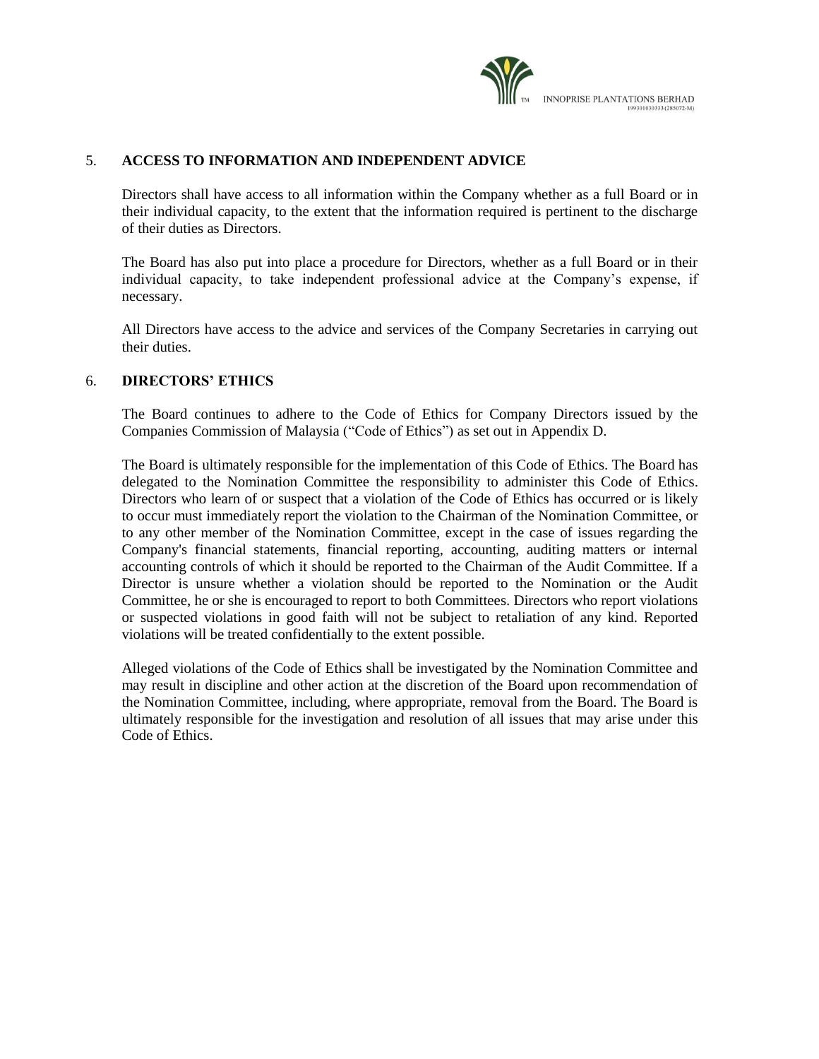## 5. ACCESS TO INFORMATION AND INDEPENDENT ADVICE

Directors shall have access to all information within the Company whether as a full Board or in their individual capacity, to the extent that the information required is pertinent to the discharge of their duties as Directors.

The Board has also put into place a procedure for Directors, whether as a full Board or in their individual capacity, to take independent professional advice at the Company's expense, if necessary.

All Directors have access to the advice and services of the Company Secretaries in carrying out their duties.

## 6. DIRECTORS' ETHICS

The Board continues to adhere to the Code of Ethics for Company Directors issued by the Companies Commission of Malaysia ("Code of Ethics") as set out in Appendix D.

The Board is ultimately responsible for the implementation of this Code of Ethics. The Board has delegated to the Nomination Committee the responsibility to administer this Code of Ethics. Directors who learn of or suspect that a violation of the Code of Ethics has occurred or is likely to occur must immediately report the violation to the Chairman of the Nomination Committee, or to any other member of the Nomination Committee, except in the case of issues regarding the Company's financial statements, financial reporting, accounting, auditing matters or internal accounting controls of which it should be reported to the Chairman of the Audit Committee. If a Director is unsure whether a violation should be reported to the Nomination or the Audit Committee, he or she is encouraged to report to both Committees. Directors who report violations or suspected violations in good faith will not be subject to retaliation of any kind. Reported violations will be treated confidentially to the extent possible.

Alleged violations of the Code of Ethics shall be investigated by the Nomination Committee and may result in discipline and other action at the discretion of the Board upon recommendation of the Nomination Committee, including, where appropriate, removal from the Board. The Board is ultimately responsible for the investigation and resolution of all issues that may arise under this Code of Ethics.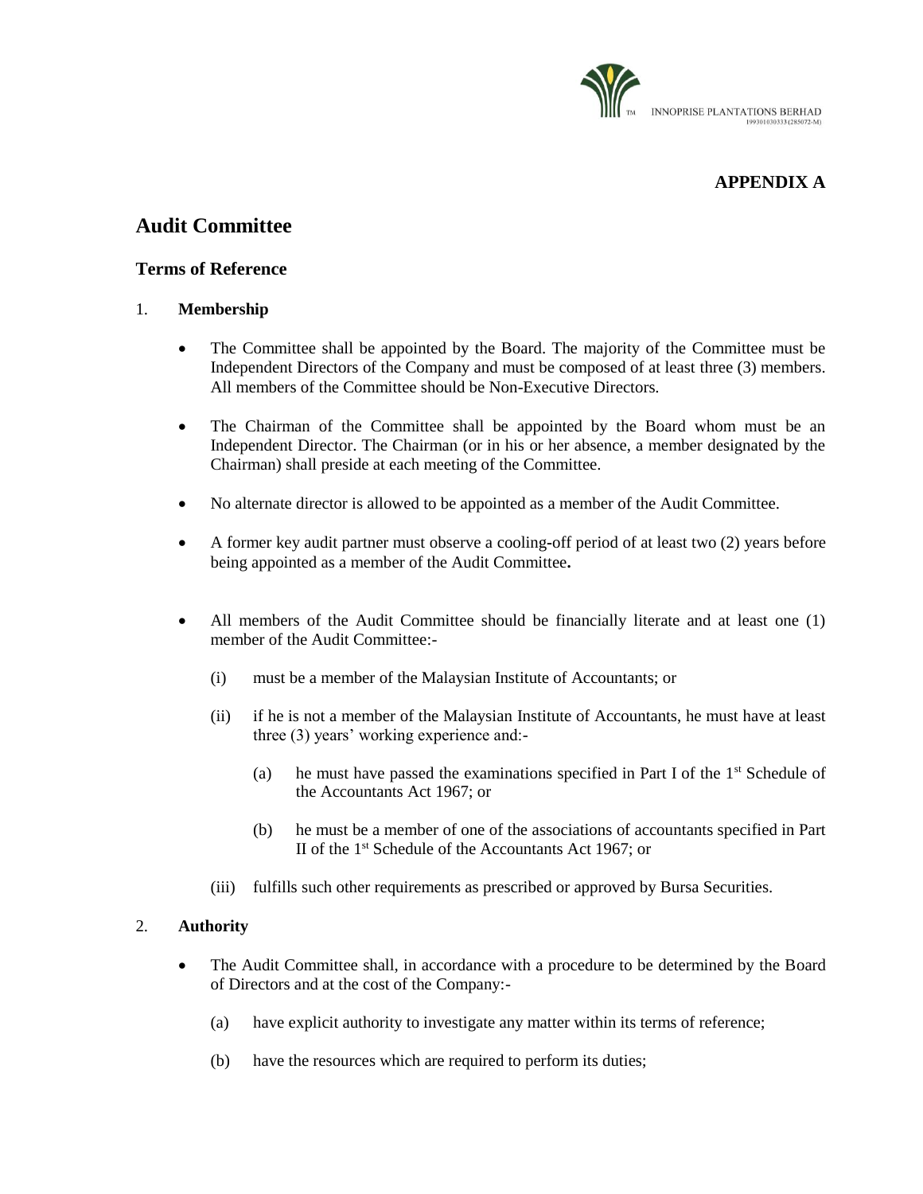**APPENDIX A**

# Audit Committee

## Terms of Reference

1. **Membership**

   - The Committee shall be appointed by the Board. The majority of the Committee must be Independent Directors of the Company and must be composed of at least three (3) members. All members of the Committee should be Non-Executive Directors.

   - The Chairman of the Committee shall be appointed by the Board whom must be an Independent Director. The Chairman (or in his or her absence, a member designated by the Chairman) shall preside at each meeting of the Committee.

   - No alternate director is allowed to be appointed as a member of the Audit Committee.

   - A former key audit partner must observe a cooling-off period of at least two (2) years before being appointed as a member of the Audit Committee**.**

   - All members of the Audit Committee should be financially literate and at least one (1) member of the Audit Committee:-

     (i) must be a member of the Malaysian Institute of Accountants; or

     (ii) if he is not a member of the Malaysian Institute of Accountants, he must have at least three (3) years' working experience and:-

       (a) he must have passed the examinations specified in Part I of the 1st Schedule of the Accountants Act 1967; or

       (b) he must be a member of one of the associations of accountants specified in Part II of the 1st Schedule of the Accountants Act 1967; or

     (iii) fulfills such other requirements as prescribed or approved by Bursa Securities.

2. **Authority**

   - The Audit Committee shall, in accordance with a procedure to be determined by the Board of Directors and at the cost of the Company:-

     (a) have explicit authority to investigate any matter within its terms of reference;

     (b) have the resources which are required to perform its duties;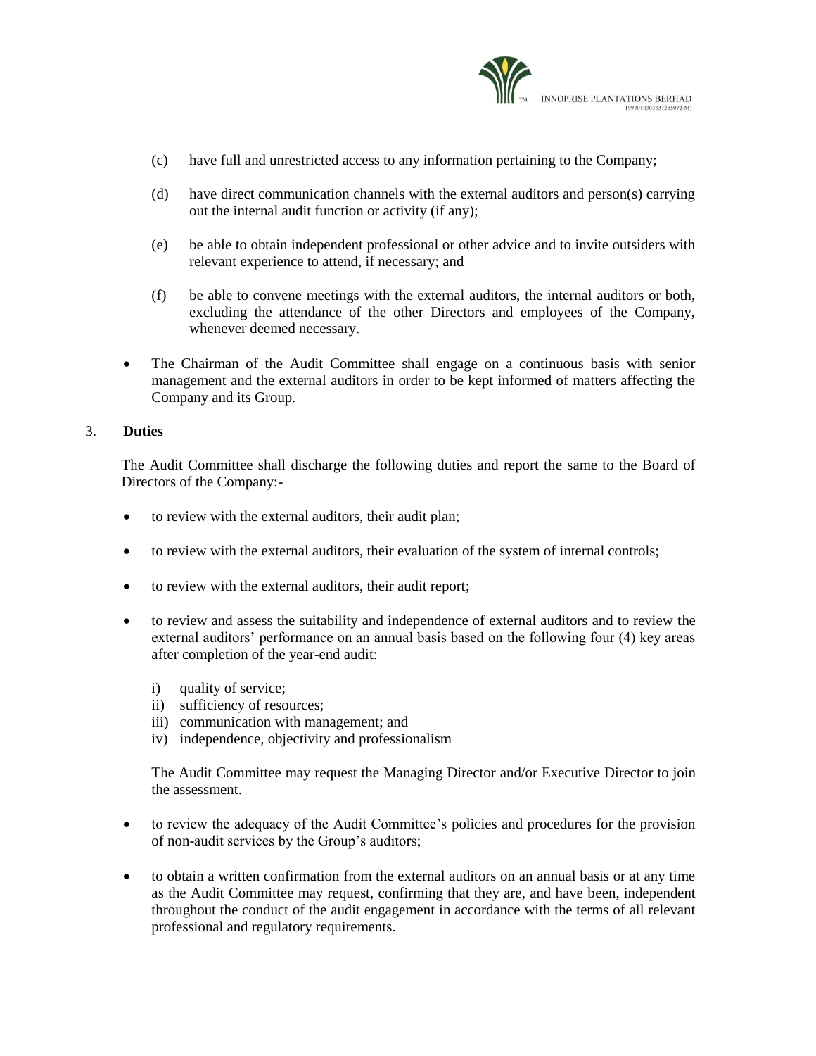(c) have full and unrestricted access to any information pertaining to the Company;

(d) have direct communication channels with the external auditors and person(s) carrying out the internal audit function or activity (if any);

(e) be able to obtain independent professional or other advice and to invite outsiders with relevant experience to attend, if necessary; and

(f) be able to convene meetings with the external auditors, the internal auditors or both, excluding the attendance of the other Directors and employees of the Company, whenever deemed necessary.

- The Chairman of the Audit Committee shall engage on a continuous basis with senior management and the external auditors in order to be kept informed of matters affecting the Company and its Group.

3. **Duties**

The Audit Committee shall discharge the following duties and report the same to the Board of Directors of the Company:-

- to review with the external auditors, their audit plan;
- to review with the external auditors, their evaluation of the system of internal controls;
- to review with the external auditors, their audit report;
- to review and assess the suitability and independence of external auditors and to review the external auditors' performance on an annual basis based on the following four (4) key areas after completion of the year-end audit:

  i) quality of service;
  ii) sufficiency of resources;
  iii) communication with management; and
  iv) independence, objectivity and professionalism

  The Audit Committee may request the Managing Director and/or Executive Director to join the assessment.

- to review the adequacy of the Audit Committee's policies and procedures for the provision of non-audit services by the Group's auditors;
- to obtain a written confirmation from the external auditors on an annual basis or at any time as the Audit Committee may request, confirming that they are, and have been, independent throughout the conduct of the audit engagement in accordance with the terms of all relevant professional and regulatory requirements.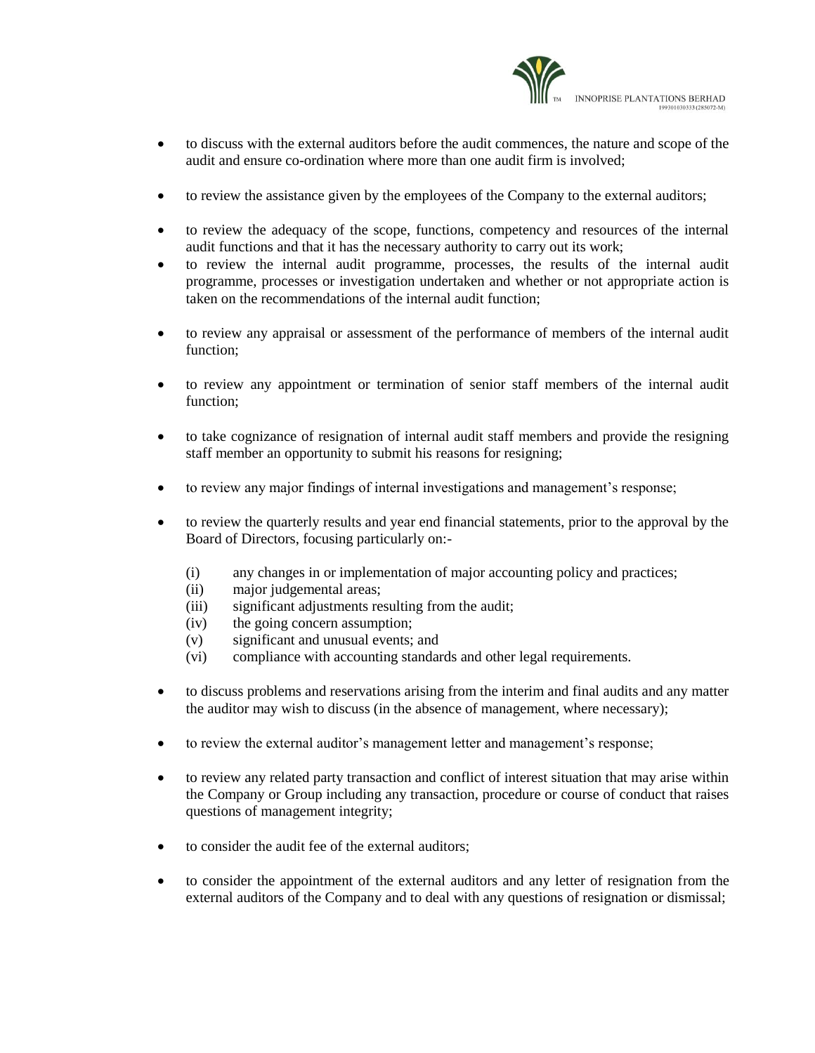- to discuss with the external auditors before the audit commences, the nature and scope of the audit and ensure co-ordination where more than one audit firm is involved;
- to review the assistance given by the employees of the Company to the external auditors;
- to review the adequacy of the scope, functions, competency and resources of the internal audit functions and that it has the necessary authority to carry out its work;
- to review the internal audit programme, processes, the results of the internal audit programme, processes or investigation undertaken and whether or not appropriate action is taken on the recommendations of the internal audit function;
- to review any appraisal or assessment of the performance of members of the internal audit function;
- to review any appointment or termination of senior staff members of the internal audit function;
- to take cognizance of resignation of internal audit staff members and provide the resigning staff member an opportunity to submit his reasons for resigning;
- to review any major findings of internal investigations and management's response;
- to review the quarterly results and year end financial statements, prior to the approval by the Board of Directors, focusing particularly on:-
  - (i) any changes in or implementation of major accounting policy and practices;
  - (ii) major judgemental areas;
  - (iii) significant adjustments resulting from the audit;
  - (iv) the going concern assumption;
  - (v) significant and unusual events; and
  - (vi) compliance with accounting standards and other legal requirements.
- to discuss problems and reservations arising from the interim and final audits and any matter the auditor may wish to discuss (in the absence of management, where necessary);
- to review the external auditor's management letter and management's response;
- to review any related party transaction and conflict of interest situation that may arise within the Company or Group including any transaction, procedure or course of conduct that raises questions of management integrity;
- to consider the audit fee of the external auditors;
- to consider the appointment of the external auditors and any letter of resignation from the external auditors of the Company and to deal with any questions of resignation or dismissal;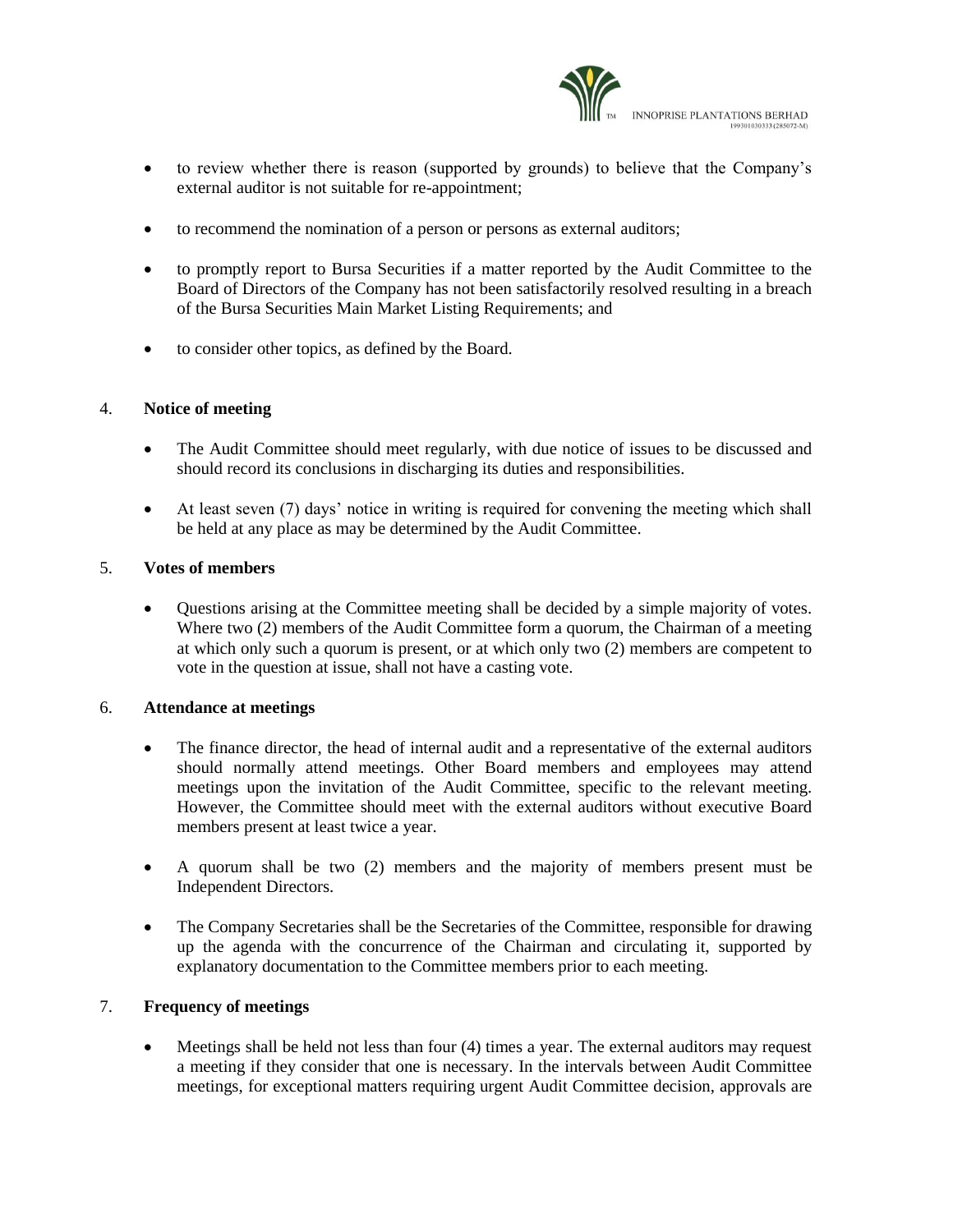- to review whether there is reason (supported by grounds) to believe that the Company's external auditor is not suitable for re-appointment;
- to recommend the nomination of a person or persons as external auditors;
- to promptly report to Bursa Securities if a matter reported by the Audit Committee to the Board of Directors of the Company has not been satisfactorily resolved resulting in a breach of the Bursa Securities Main Market Listing Requirements; and
- to consider other topics, as defined by the Board.

4. **Notice of meeting**

   - The Audit Committee should meet regularly, with due notice of issues to be discussed and should record its conclusions in discharging its duties and responsibilities.
   - At least seven (7) days' notice in writing is required for convening the meeting which shall be held at any place as may be determined by the Audit Committee.

5. **Votes of members**

   - Questions arising at the Committee meeting shall be decided by a simple majority of votes. Where two (2) members of the Audit Committee form a quorum, the Chairman of a meeting at which only such a quorum is present, or at which only two (2) members are competent to vote in the question at issue, shall not have a casting vote.

6. **Attendance at meetings**

   - The finance director, the head of internal audit and a representative of the external auditors should normally attend meetings. Other Board members and employees may attend meetings upon the invitation of the Audit Committee, specific to the relevant meeting. However, the Committee should meet with the external auditors without executive Board members present at least twice a year.
   - A quorum shall be two (2) members and the majority of members present must be Independent Directors.
   - The Company Secretaries shall be the Secretaries of the Committee, responsible for drawing up the agenda with the concurrence of the Chairman and circulating it, supported by explanatory documentation to the Committee members prior to each meeting.

7. **Frequency of meetings**

   - Meetings shall be held not less than four (4) times a year. The external auditors may request a meeting if they consider that one is necessary. In the intervals between Audit Committee meetings, for exceptional matters requiring urgent Audit Committee decision, approvals are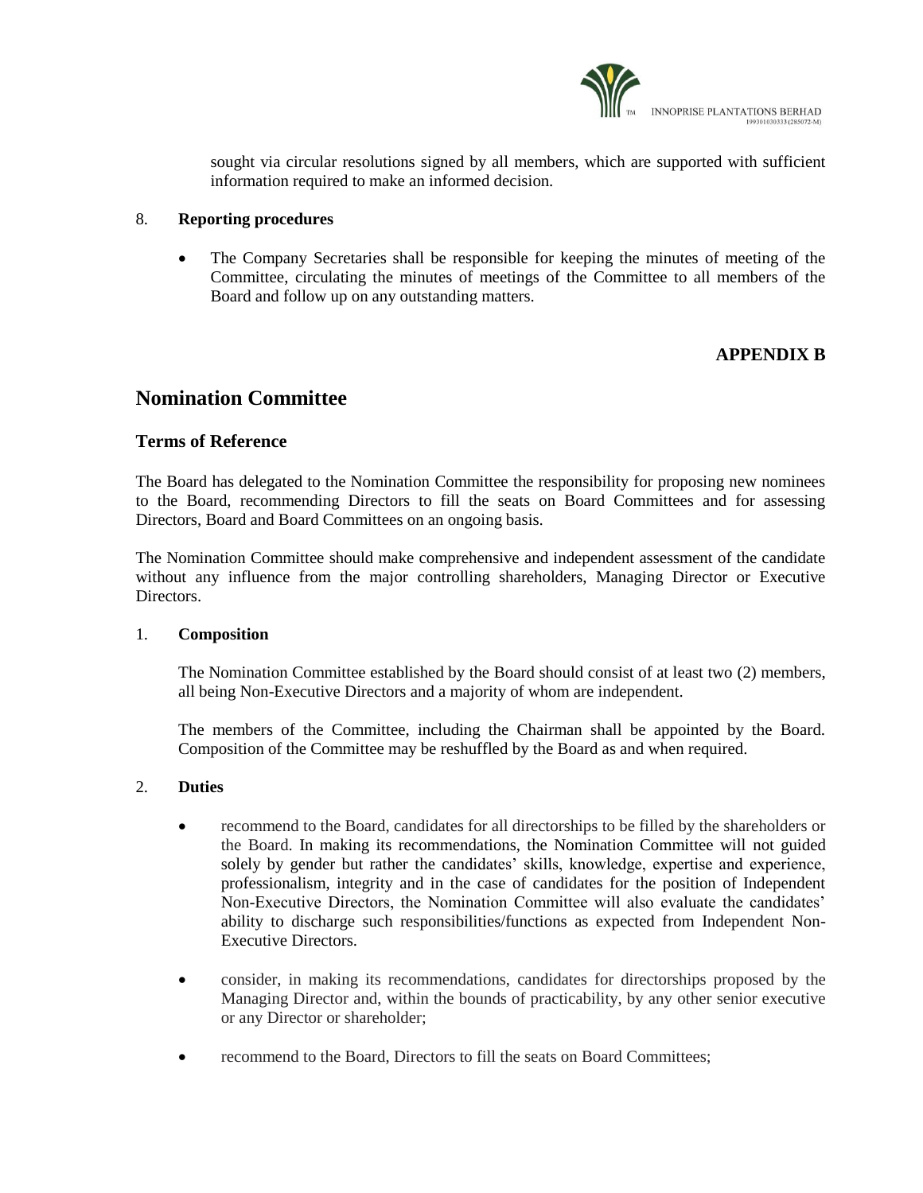sought via circular resolutions signed by all members, which are supported with sufficient information required to make an informed decision.

8. **Reporting procedures**

- The Company Secretaries shall be responsible for keeping the minutes of meeting of the Committee, circulating the minutes of meetings of the Committee to all members of the Board and follow up on any outstanding matters.

**APPENDIX B**

## Nomination Committee

### Terms of Reference

The Board has delegated to the Nomination Committee the responsibility for proposing new nominees to the Board, recommending Directors to fill the seats on Board Committees and for assessing Directors, Board and Board Committees on an ongoing basis.

The Nomination Committee should make comprehensive and independent assessment of the candidate without any influence from the major controlling shareholders, Managing Director or Executive Directors.

1. **Composition**

   The Nomination Committee established by the Board should consist of at least two (2) members, all being Non-Executive Directors and a majority of whom are independent.

   The members of the Committee, including the Chairman shall be appointed by the Board. Composition of the Committee may be reshuffled by the Board as and when required.

2. **Duties**

- recommend to the Board, candidates for all directorships to be filled by the shareholders or the Board. In making its recommendations, the Nomination Committee will not guided solely by gender but rather the candidates' skills, knowledge, expertise and experience, professionalism, integrity and in the case of candidates for the position of Independent Non-Executive Directors, the Nomination Committee will also evaluate the candidates' ability to discharge such responsibilities/functions as expected from Independent Non-Executive Directors.

- consider, in making its recommendations, candidates for directorships proposed by the Managing Director and, within the bounds of practicability, by any other senior executive or any Director or shareholder;

- recommend to the Board, Directors to fill the seats on Board Committees;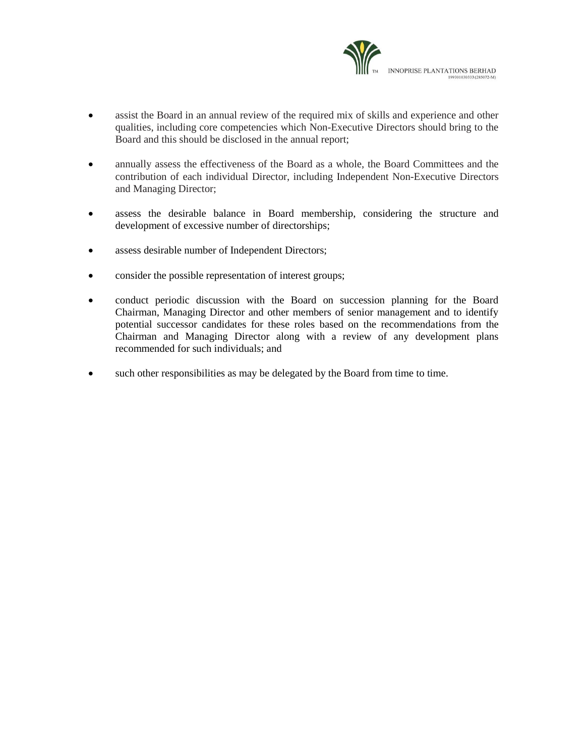- assist the Board in an annual review of the required mix of skills and experience and other qualities, including core competencies which Non-Executive Directors should bring to the Board and this should be disclosed in the annual report;

- annually assess the effectiveness of the Board as a whole, the Board Committees and the contribution of each individual Director, including Independent Non-Executive Directors and Managing Director;

- assess the desirable balance in Board membership, considering the structure and development of excessive number of directorships;

- assess desirable number of Independent Directors;

- consider the possible representation of interest groups;

- conduct periodic discussion with the Board on succession planning for the Board Chairman, Managing Director and other members of senior management and to identify potential successor candidates for these roles based on the recommendations from the Chairman and Managing Director along with a review of any development plans recommended for such individuals; and

- such other responsibilities as may be delegated by the Board from time to time.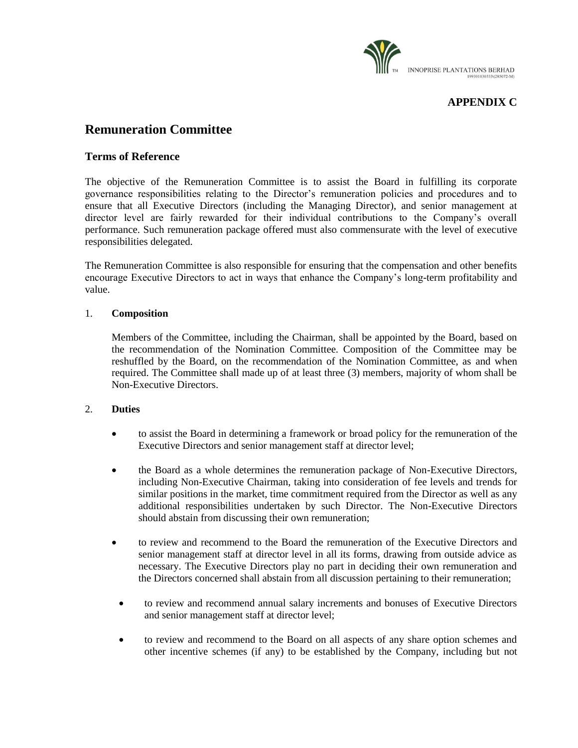**APPENDIX C**

# Remuneration Committee

## Terms of Reference

The objective of the Remuneration Committee is to assist the Board in fulfilling its corporate governance responsibilities relating to the Director's remuneration policies and procedures and to ensure that all Executive Directors (including the Managing Director), and senior management at director level are fairly rewarded for their individual contributions to the Company's overall performance. Such remuneration package offered must also commensurate with the level of executive responsibilities delegated.

The Remuneration Committee is also responsible for ensuring that the compensation and other benefits encourage Executive Directors to act in ways that enhance the Company's long-term profitability and value.

1. **Composition**

   Members of the Committee, including the Chairman, shall be appointed by the Board, based on the recommendation of the Nomination Committee. Composition of the Committee may be reshuffled by the Board, on the recommendation of the Nomination Committee, as and when required. The Committee shall made up of at least three (3) members, majority of whom shall be Non-Executive Directors.

2. **Duties**

   - to assist the Board in determining a framework or broad policy for the remuneration of the Executive Directors and senior management staff at director level;
   - the Board as a whole determines the remuneration package of Non-Executive Directors, including Non-Executive Chairman, taking into consideration of fee levels and trends for similar positions in the market, time commitment required from the Director as well as any additional responsibilities undertaken by such Director. The Non-Executive Directors should abstain from discussing their own remuneration;
   - to review and recommend to the Board the remuneration of the Executive Directors and senior management staff at director level in all its forms, drawing from outside advice as necessary. The Executive Directors play no part in deciding their own remuneration and the Directors concerned shall abstain from all discussion pertaining to their remuneration;
   - to review and recommend annual salary increments and bonuses of Executive Directors and senior management staff at director level;
   - to review and recommend to the Board on all aspects of any share option schemes and other incentive schemes (if any) to be established by the Company, including but not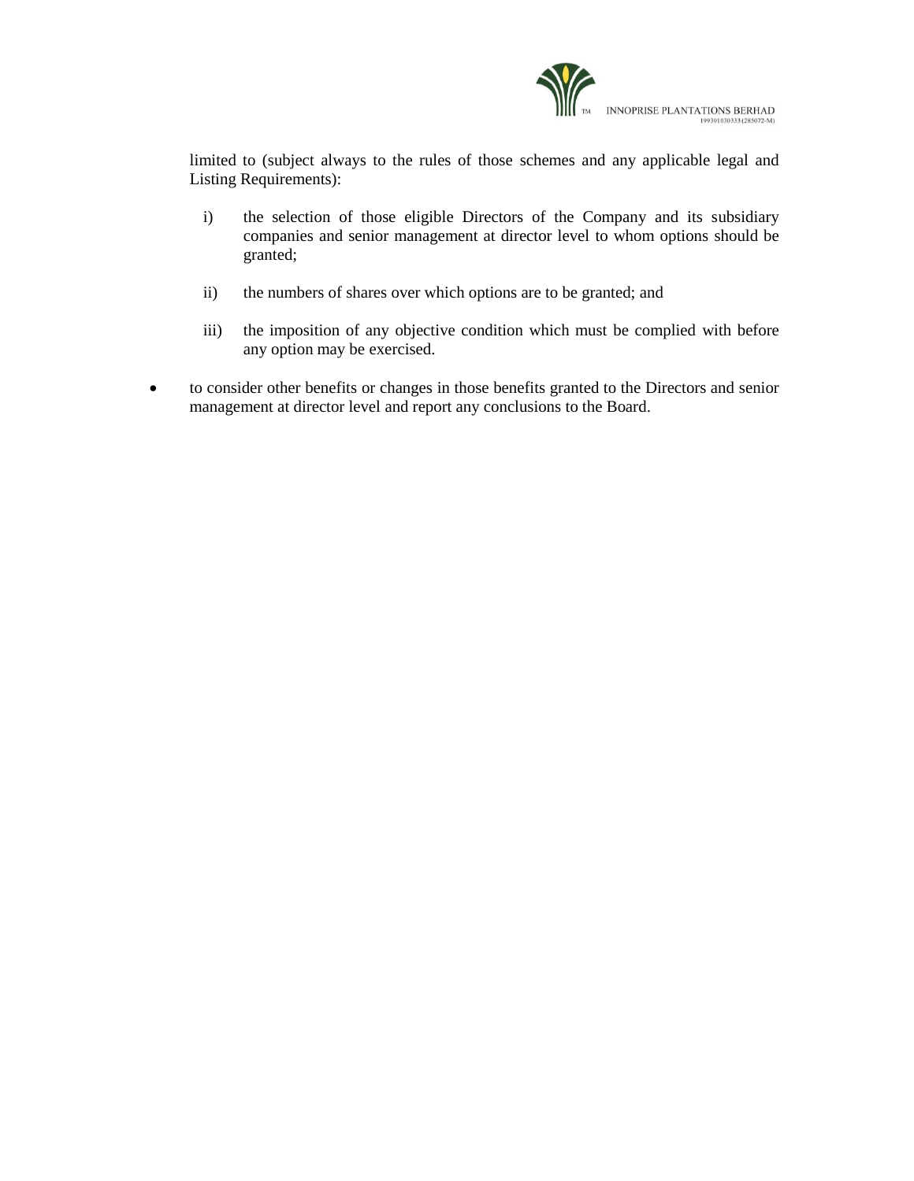limited to (subject always to the rules of those schemes and any applicable legal and Listing Requirements):

i) the selection of those eligible Directors of the Company and its subsidiary companies and senior management at director level to whom options should be granted;

ii) the numbers of shares over which options are to be granted; and

iii) the imposition of any objective condition which must be complied with before any option may be exercised.

- to consider other benefits or changes in those benefits granted to the Directors and senior management at director level and report any conclusions to the Board.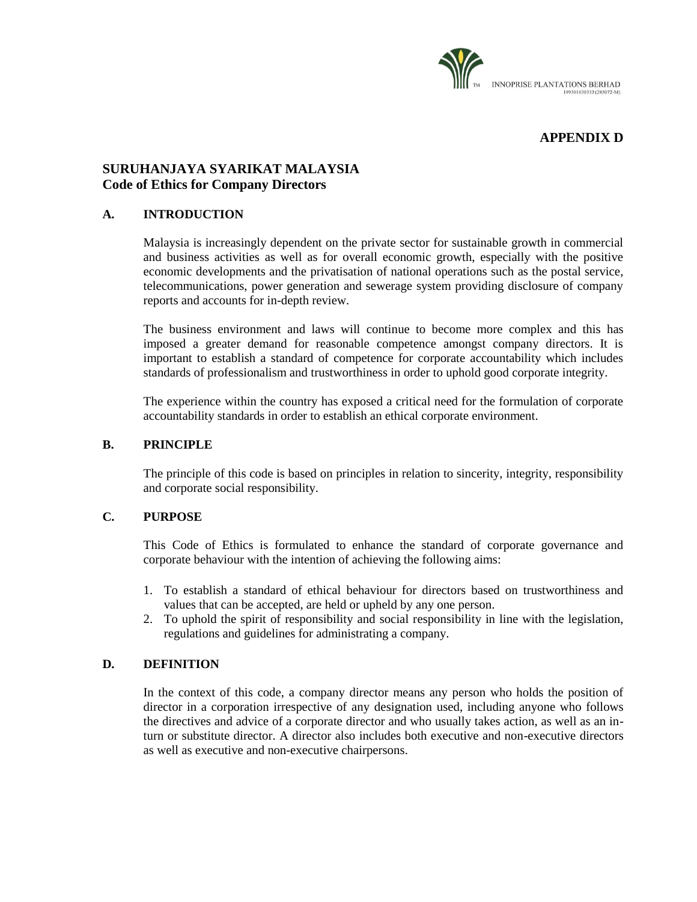## APPENDIX D

## SURUHANJAYA SYARIKAT MALAYSIA
**Code of Ethics for Company Directors**

### A. INTRODUCTION

Malaysia is increasingly dependent on the private sector for sustainable growth in commercial and business activities as well as for overall economic growth, especially with the positive economic developments and the privatisation of national operations such as the postal service, telecommunications, power generation and sewerage system providing disclosure of company reports and accounts for in-depth review.

The business environment and laws will continue to become more complex and this has imposed a greater demand for reasonable competence amongst company directors. It is important to establish a standard of competence for corporate accountability which includes standards of professionalism and trustworthiness in order to uphold good corporate integrity.

The experience within the country has exposed a critical need for the formulation of corporate accountability standards in order to establish an ethical corporate environment.

### B. PRINCIPLE

The principle of this code is based on principles in relation to sincerity, integrity, responsibility and corporate social responsibility.

### C. PURPOSE

This Code of Ethics is formulated to enhance the standard of corporate governance and corporate behaviour with the intention of achieving the following aims:

1. To establish a standard of ethical behaviour for directors based on trustworthiness and values that can be accepted, are held or upheld by any one person.
2. To uphold the spirit of responsibility and social responsibility in line with the legislation, regulations and guidelines for administrating a company.

### D. DEFINITION

In the context of this code, a company director means any person who holds the position of director in a corporation irrespective of any designation used, including anyone who follows the directives and advice of a corporate director and who usually takes action, as well as an in-turn or substitute director. A director also includes both executive and non-executive directors as well as executive and non-executive chairpersons.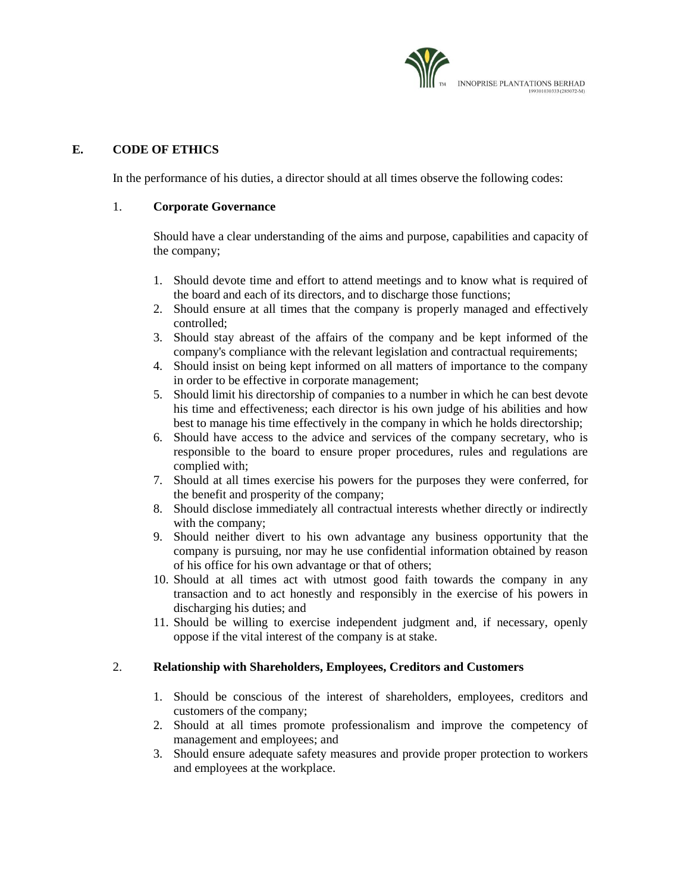## E. CODE OF ETHICS

In the performance of his duties, a director should at all times observe the following codes:

### 1. Corporate Governance

Should have a clear understanding of the aims and purpose, capabilities and capacity of the company;

1. Should devote time and effort to attend meetings and to know what is required of the board and each of its directors, and to discharge those functions;
2. Should ensure at all times that the company is properly managed and effectively controlled;
3. Should stay abreast of the affairs of the company and be kept informed of the company's compliance with the relevant legislation and contractual requirements;
4. Should insist on being kept informed on all matters of importance to the company in order to be effective in corporate management;
5. Should limit his directorship of companies to a number in which he can best devote his time and effectiveness; each director is his own judge of his abilities and how best to manage his time effectively in the company in which he holds directorship;
6. Should have access to the advice and services of the company secretary, who is responsible to the board to ensure proper procedures, rules and regulations are complied with;
7. Should at all times exercise his powers for the purposes they were conferred, for the benefit and prosperity of the company;
8. Should disclose immediately all contractual interests whether directly or indirectly with the company;
9. Should neither divert to his own advantage any business opportunity that the company is pursuing, nor may he use confidential information obtained by reason of his office for his own advantage or that of others;
10. Should at all times act with utmost good faith towards the company in any transaction and to act honestly and responsibly in the exercise of his powers in discharging his duties; and
11. Should be willing to exercise independent judgment and, if necessary, openly oppose if the vital interest of the company is at stake.

### 2. Relationship with Shareholders, Employees, Creditors and Customers

1. Should be conscious of the interest of shareholders, employees, creditors and customers of the company;
2. Should at all times promote professionalism and improve the competency of management and employees; and
3. Should ensure adequate safety measures and provide proper protection to workers and employees at the workplace.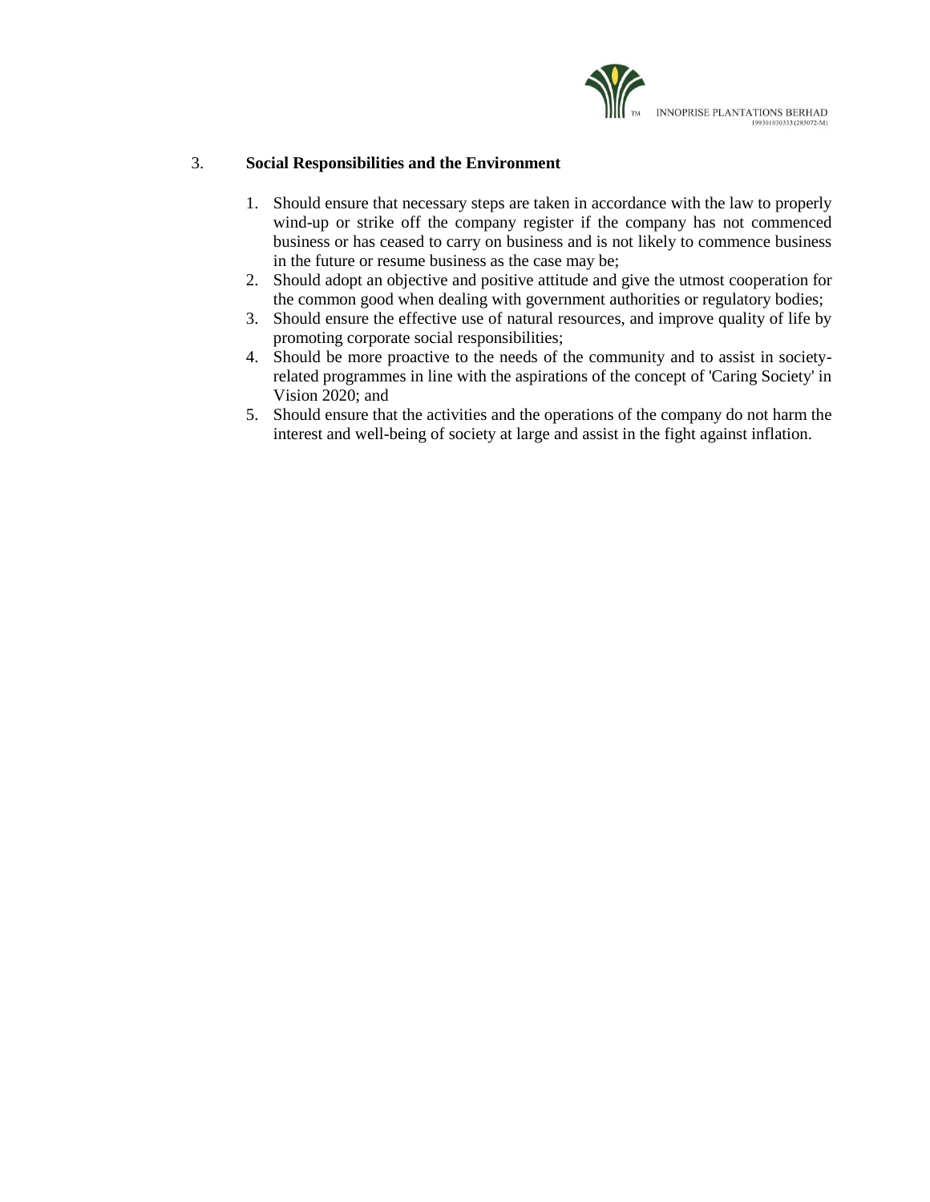## 3. Social Responsibilities and the Environment

1. Should ensure that necessary steps are taken in accordance with the law to properly wind-up or strike off the company register if the company has not commenced business or has ceased to carry on business and is not likely to commence business in the future or resume business as the case may be;
2. Should adopt an objective and positive attitude and give the utmost cooperation for the common good when dealing with government authorities or regulatory bodies;
3. Should ensure the effective use of natural resources, and improve quality of life by promoting corporate social responsibilities;
4. Should be more proactive to the needs of the community and to assist in society-related programmes in line with the aspirations of the concept of 'Caring Society' in Vision 2020; and
5. Should ensure that the activities and the operations of the company do not harm the interest and well-being of society at large and assist in the fight against inflation.